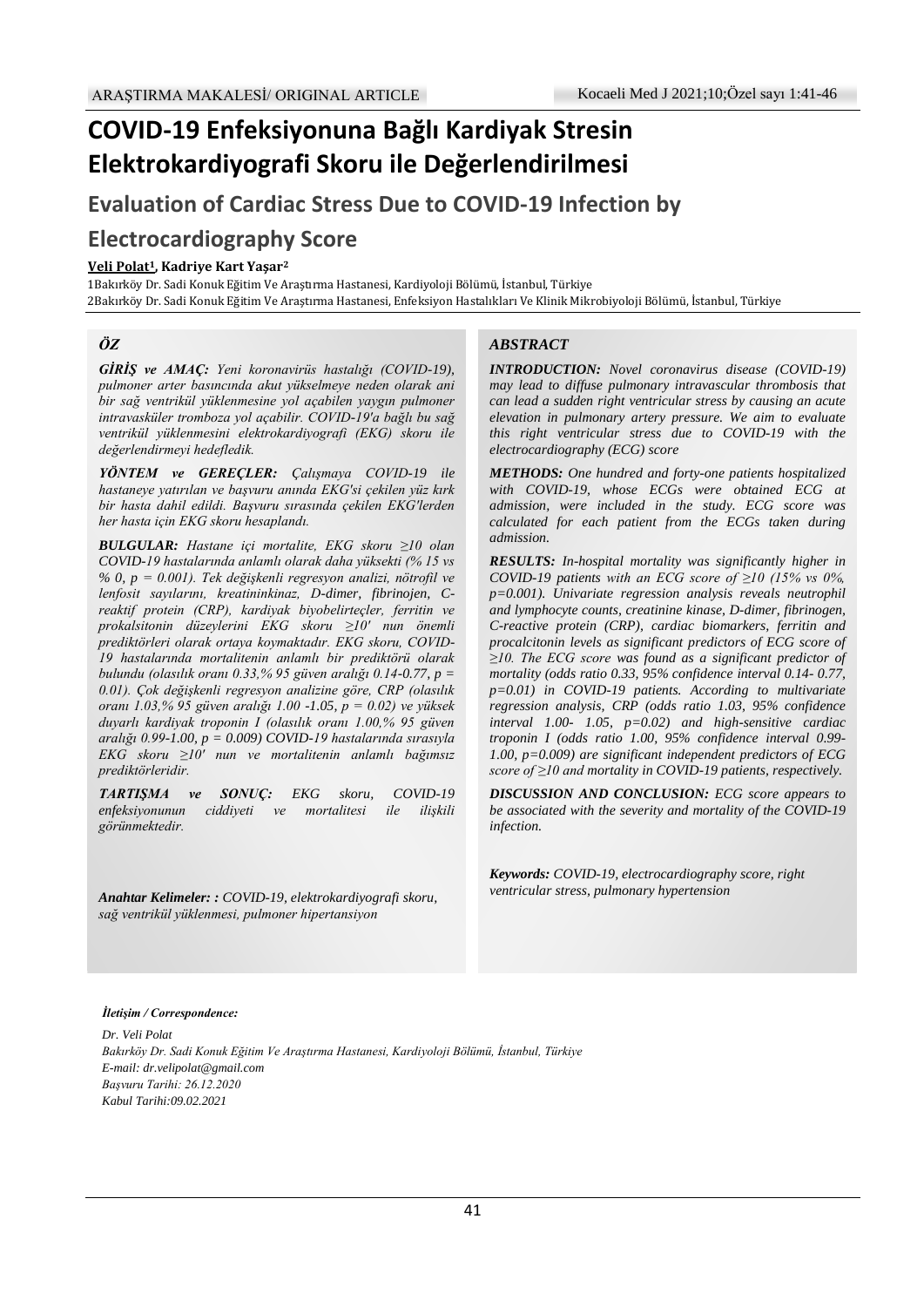ARAŞTIRMA MAKALESİ/ ORIGINAL ARTICLE

# COVID-19 Enfeksiyonuna Bağlı Kardiyak Stresin Elektrokardiyografi Skoru ile Değerlendirilmesi

## Evaluation of Cardiac Stress Due to COVID-19 Infection by Electrocardiography Score

**Veli Polat[1], Kadriye Kart Yaşar[2]**

1Bakırköy Dr. Sadi Konuk Eğitim Ve Araştırma Hastanesi, Kardiyoloji Bölümü, İstanbul, Türkiye
2Bakırköy Dr. Sadi Konuk Eğitim Ve Araştırma Hastanesi, Enfeksiyon Hastalıkları Ve Klinik Mikrobiyoloji Bölümü, İstanbul, Türkiye

### ÖZ

***GİRİŞ ve AMAÇ:*** *Yeni koronavirüs hastalığı (COVID-19), pulmoner arter basıncında akut yükselmeye neden olarak ani bir sağ ventrikül yüklenmesine yol açabilen yaygın pulmoner intravasküler tromboza yol açabilir. COVID-19'a bağlı bu sağ ventrikül yüklenmesini elektrokardiyografi (EKG) skoru ile değerlendirmeyi hedefledik.*

***YÖNTEM ve GEREÇLER:*** *Çalışmaya COVID-19 ile hastaneye yatırılan ve başvuru anında EKG'si çekilen yüz kırk bir hasta dahil edildi. Başvuru sırasında çekilen EKG'lerden her hasta için EKG skoru hesaplandı.*

***BULGULAR:*** *Hastane içi mortalite, EKG skoru ≥10 olan COVID-19 hastalarında anlamlı olarak daha yüksekti (% 15 vs % 0, p = 0.001). Tek değişkenli regresyon analizi, nötrofil ve lenfosit sayılarını, kreatininkinaz, D-dimer, fibrinojen, C-reaktif protein (CRP), kardiyak biyobelirteçler, ferritin ve prokalsitonin düzeylerini EKG skoru ≥10' nun önemli prediktörleri olarak ortaya koymaktadır. EKG skoru, COVID-19 hastalarında mortalitenin anlamlı bir prediktörü olarak bulundu (olasılık oranı 0.33,% 95 güven aralığı 0.14-0.77, p = 0.01). Çok değişkenli regresyon analizine göre, CRP (olasılık oranı 1.03,% 95 güven aralığı 1.00 -1.05, p = 0.02) ve yüksek duyarlı kardiyak troponin I (olasılık oranı 1.00,% 95 güven aralığı 0.99-1.00, p = 0.009) COVID-19 hastalarında sırasıyla EKG skoru ≥10' nun ve mortalitenin anlamlı bağımsız prediktörleridir.*

***TARTIŞMA ve SONUÇ:*** *EKG skoru, COVID-19 enfeksiyonunun ciddiyeti ve mortalitesi ile ilişkili görünmektedir.*

***Anahtar Kelimeler: :*** *COVID-19, elektrokardiyografi skoru, sağ ventrikül yüklenmesi, pulmoner hipertansiyon*

### ABSTRACT

***INTRODUCTION:*** *Novel coronavirus disease (COVID-19) may lead to diffuse pulmonary intravascular thrombosis that can lead a sudden right ventricular stress by causing an acute elevation in pulmonary artery pressure. We aim to evaluate this right ventricular stress due to COVID-19 with the electrocardiography (ECG) score*

***METHODS:*** *One hundred and forty-one patients hospitalized with COVID-19, whose ECGs were obtained ECG at admission, were included in the study. ECG score was calculated for each patient from the ECGs taken during admission.*

***RESULTS:*** *In-hospital mortality was significantly higher in COVID-19 patients with an ECG score of ≥10 (15% vs 0%, p=0.001). Univariate regression analysis reveals neutrophil and lymphocyte counts, creatinine kinase, D-dimer, fibrinogen, C-reactive protein (CRP), cardiac biomarkers, ferritin and procalcitonin levels as significant predictors of ECG score of ≥10. The ECG score was found as a significant predictor of mortality (odds ratio 0.33, 95% confidence interval 0.14- 0.77, p=0.01) in COVID-19 patients. According to multivariate regression analysis, CRP (odds ratio 1.03, 95% confidence interval 1.00- 1.05, p=0.02) and high-sensitive cardiac troponin I (odds ratio 1.00, 95% confidence interval 0.99- 1.00, p=0.009) are significant independent predictors of ECG score of ≥10 and mortality in COVID-19 patients, respectively.*

***DISCUSSION AND CONCLUSION:*** *ECG score appears to be associated with the severity and mortality of the COVID-19 infection.*

***Keywords:*** *COVID-19, electrocardiography score, right ventricular stress, pulmonary hypertension*

***İletişim / Correspondence:***

*Dr. Veli Polat*
*Bakırköy Dr. Sadi Konuk Eğitim Ve Araştırma Hastanesi, Kardiyoloji Bölümü, İstanbul, Türkiye*
*E-mail: dr.velipolat@gmail.com*
*Başvuru Tarihi: 26.12.2020*
*Kabul Tarihi:09.02.2021*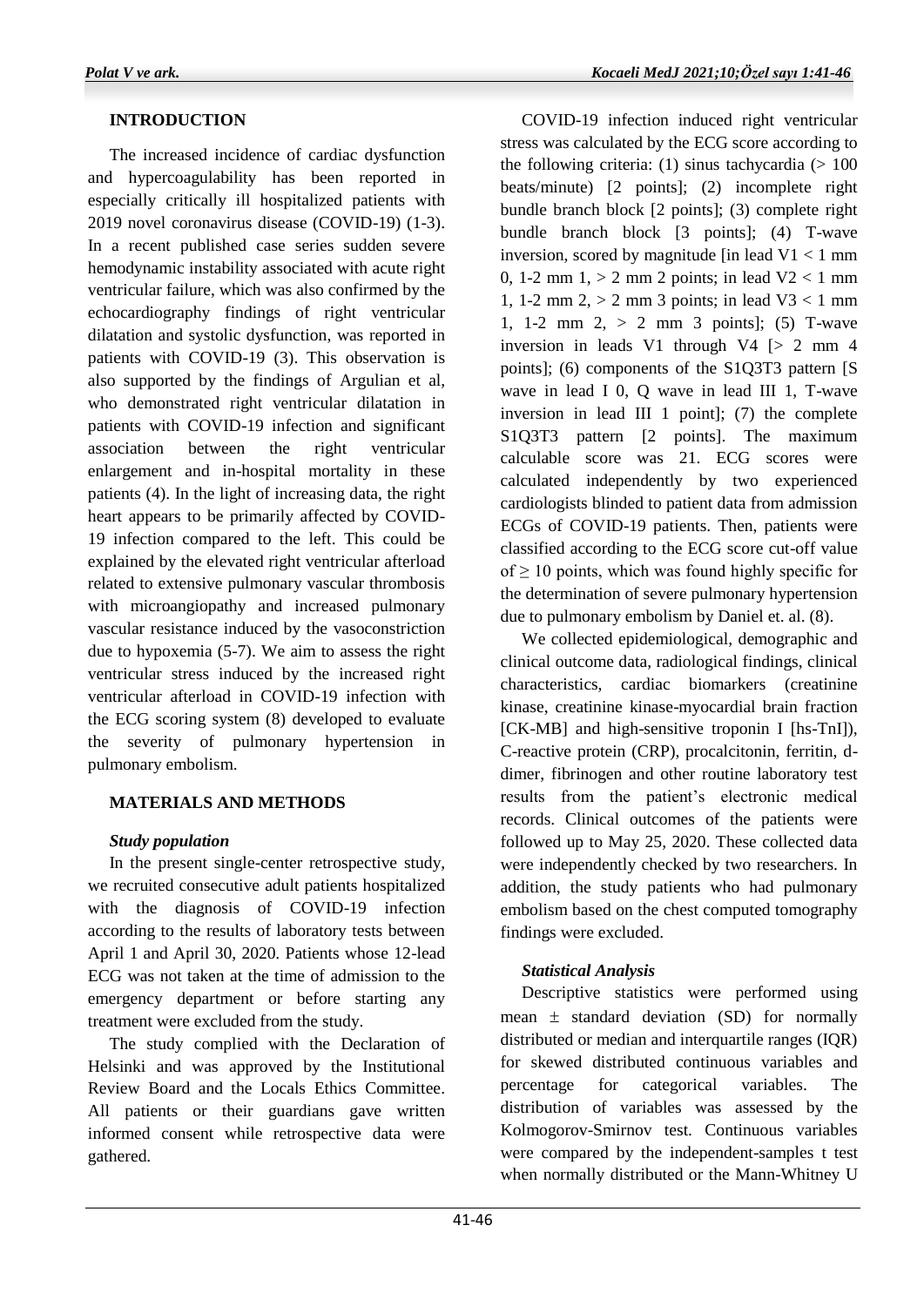## INTRODUCTION

The increased incidence of cardiac dysfunction and hypercoagulability has been reported in especially critically ill hospitalized patients with 2019 novel coronavirus disease (COVID-19) (1-3). In a recent published case series sudden severe hemodynamic instability associated with acute right ventricular failure, which was also confirmed by the echocardiography findings of right ventricular dilatation and systolic dysfunction, was reported in patients with COVID-19 (3). This observation is also supported by the findings of Argulian et al, who demonstrated right ventricular dilatation in patients with COVID-19 infection and significant association between the right ventricular enlargement and in-hospital mortality in these patients (4). In the light of increasing data, the right heart appears to be primarily affected by COVID-19 infection compared to the left. This could be explained by the elevated right ventricular afterload related to extensive pulmonary vascular thrombosis with microangiopathy and increased pulmonary vascular resistance induced by the vasoconstriction due to hypoxemia (5-7). We aim to assess the right ventricular stress induced by the increased right ventricular afterload in COVID-19 infection with the ECG scoring system (8) developed to evaluate the severity of pulmonary hypertension in pulmonary embolism.

## MATERIALS AND METHODS

### *Study population*

In the present single-center retrospective study, we recruited consecutive adult patients hospitalized with the diagnosis of COVID-19 infection according to the results of laboratory tests between April 1 and April 30, 2020. Patients whose 12-lead ECG was not taken at the time of admission to the emergency department or before starting any treatment were excluded from the study.

The study complied with the Declaration of Helsinki and was approved by the Institutional Review Board and the Locals Ethics Committee. All patients or their guardians gave written informed consent while retrospective data were gathered.

COVID-19 infection induced right ventricular stress was calculated by the ECG score according to the following criteria: (1) sinus tachycardia (> 100 beats/minute) [2 points]; (2) incomplete right bundle branch block [2 points]; (3) complete right bundle branch block [3 points]; (4) T-wave inversion, scored by magnitude [in lead V1 < 1 mm 0, 1-2 mm 1, > 2 mm 2 points; in lead V2 < 1 mm 1, 1-2 mm 2, > 2 mm 3 points; in lead V3 < 1 mm 1, 1-2 mm 2, > 2 mm 3 points]; (5) T-wave inversion in leads V1 through V4 [> 2 mm 4 points]; (6) components of the S1Q3T3 pattern [S wave in lead I 0, Q wave in lead III 1, T-wave inversion in lead III 1 point]; (7) the complete S1Q3T3 pattern [2 points]. The maximum calculable score was 21. ECG scores were calculated independently by two experienced cardiologists blinded to patient data from admission ECGs of COVID-19 patients. Then, patients were classified according to the ECG score cut-off value of ≥ 10 points, which was found highly specific for the determination of severe pulmonary hypertension due to pulmonary embolism by Daniel et. al. (8).

We collected epidemiological, demographic and clinical outcome data, radiological findings, clinical characteristics, cardiac biomarkers (creatinine kinase, creatinine kinase-myocardial brain fraction [CK-MB] and high-sensitive troponin I [hs-TnI]), C-reactive protein (CRP), procalcitonin, ferritin, d-dimer, fibrinogen and other routine laboratory test results from the patient's electronic medical records. Clinical outcomes of the patients were followed up to May 25, 2020. These collected data were independently checked by two researchers. In addition, the study patients who had pulmonary embolism based on the chest computed tomography findings were excluded.

### *Statistical Analysis*

Descriptive statistics were performed using mean ± standard deviation (SD) for normally distributed or median and interquartile ranges (IQR) for skewed distributed continuous variables and percentage for categorical variables. The distribution of variables was assessed by the Kolmogorov-Smirnov test. Continuous variables were compared by the independent-samples t test when normally distributed or the Mann-Whitney U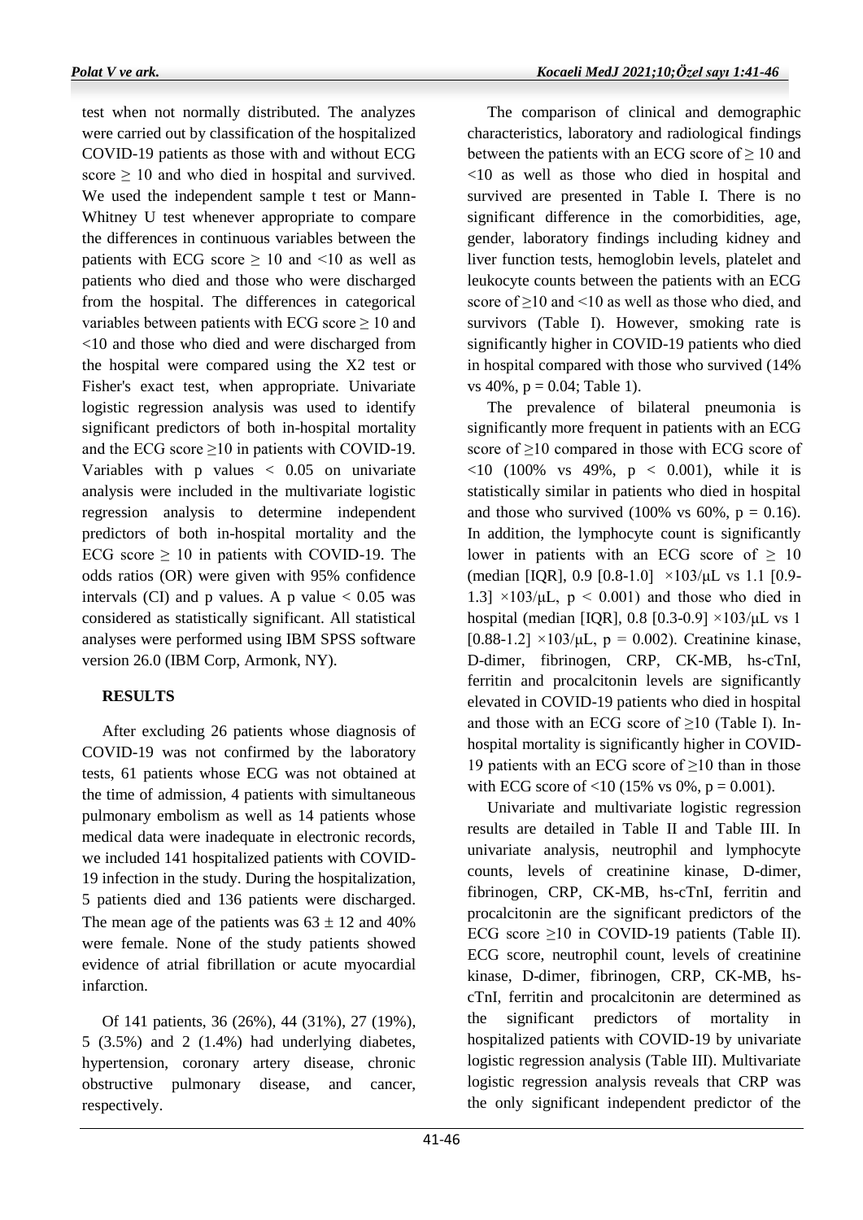test when not normally distributed. The analyzes were carried out by classification of the hospitalized COVID-19 patients as those with and without ECG score ≥ 10 and who died in hospital and survived. We used the independent sample t test or Mann-Whitney U test whenever appropriate to compare the differences in continuous variables between the patients with ECG score ≥ 10 and <10 as well as patients who died and those who were discharged from the hospital. The differences in categorical variables between patients with ECG score ≥ 10 and <10 and those who died and were discharged from the hospital were compared using the X2 test or Fisher's exact test, when appropriate. Univariate logistic regression analysis was used to identify significant predictors of both in-hospital mortality and the ECG score ≥10 in patients with COVID-19. Variables with p values < 0.05 on univariate analysis were included in the multivariate logistic regression analysis to determine independent predictors of both in-hospital mortality and the ECG score ≥ 10 in patients with COVID-19. The odds ratios (OR) were given with 95% confidence intervals (CI) and p values. A p value < 0.05 was considered as statistically significant. All statistical analyses were performed using IBM SPSS software version 26.0 (IBM Corp, Armonk, NY).

## RESULTS

After excluding 26 patients whose diagnosis of COVID-19 was not confirmed by the laboratory tests, 61 patients whose ECG was not obtained at the time of admission, 4 patients with simultaneous pulmonary embolism as well as 14 patients whose medical data were inadequate in electronic records, we included 141 hospitalized patients with COVID-19 infection in the study. During the hospitalization, 5 patients died and 136 patients were discharged. The mean age of the patients was 63 ± 12 and 40% were female. None of the study patients showed evidence of atrial fibrillation or acute myocardial infarction.

Of 141 patients, 36 (26%), 44 (31%), 27 (19%), 5 (3.5%) and 2 (1.4%) had underlying diabetes, hypertension, coronary artery disease, chronic obstructive pulmonary disease, and cancer, respectively.

The comparison of clinical and demographic characteristics, laboratory and radiological findings between the patients with an ECG score of ≥ 10 and <10 as well as those who died in hospital and survived are presented in Table I. There is no significant difference in the comorbidities, age, gender, laboratory findings including kidney and liver function tests, hemoglobin levels, platelet and leukocyte counts between the patients with an ECG score of ≥10 and <10 as well as those who died, and survivors (Table I). However, smoking rate is significantly higher in COVID-19 patients who died in hospital compared with those who survived (14% vs 40%, p = 0.04; Table 1).

The prevalence of bilateral pneumonia is significantly more frequent in patients with an ECG score of ≥10 compared in those with ECG score of <10 (100% vs 49%, p < 0.001), while it is statistically similar in patients who died in hospital and those who survived (100% vs 60%, p = 0.16). In addition, the lymphocyte count is significantly lower in patients with an ECG score of ≥ 10 (median [IQR], 0.9 [0.8-1.0] ×103/μL vs 1.1 [0.9-1.3] ×103/μL, p < 0.001) and those who died in hospital (median [IQR], 0.8 [0.3-0.9] ×103/μL vs 1 [0.88-1.2] ×103/μL, p = 0.002). Creatinine kinase, D-dimer, fibrinogen, CRP, CK-MB, hs-cTnI, ferritin and procalcitonin levels are significantly elevated in COVID-19 patients who died in hospital and those with an ECG score of ≥10 (Table I). In-hospital mortality is significantly higher in COVID-19 patients with an ECG score of ≥10 than in those with ECG score of <10 (15% vs 0%, p = 0.001).

Univariate and multivariate logistic regression results are detailed in Table II and Table III. In univariate analysis, neutrophil and lymphocyte counts, levels of creatinine kinase, D-dimer, fibrinogen, CRP, CK-MB, hs-cTnI, ferritin and procalcitonin are the significant predictors of the ECG score ≥10 in COVID-19 patients (Table II). ECG score, neutrophil count, levels of creatinine kinase, D-dimer, fibrinogen, CRP, CK-MB, hs-cTnI, ferritin and procalcitonin are determined as the significant predictors of mortality in hospitalized patients with COVID-19 by univariate logistic regression analysis (Table III). Multivariate logistic regression analysis reveals that CRP was the only significant independent predictor of the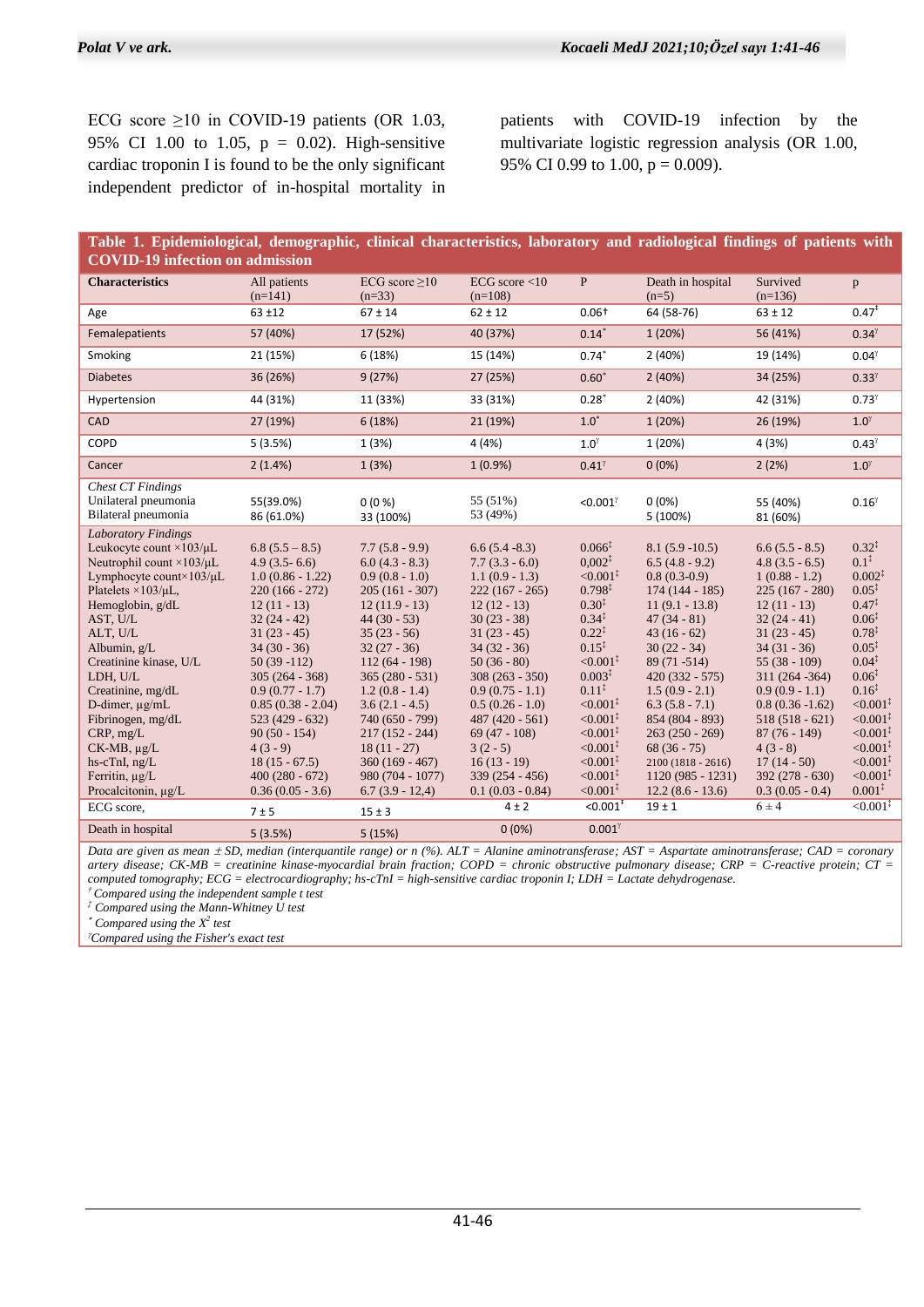ECG score ≥10 in COVID-19 patients (OR 1.03, 95% CI 1.00 to 1.05, p = 0.02). High-sensitive cardiac troponin I is found to be the only significant independent predictor of in-hospital mortality in patients with COVID-19 infection by the multivariate logistic regression analysis (OR 1.00, 95% CI 0.99 to 1.00, p = 0.009).

**Table 1. Epidemiological, demographic, clinical characteristics, laboratory and radiological findings of patients with COVID-19 infection on admission**

| Characteristics | All patients (n=141) | ECG score ≥10 (n=33) | ECG score <10 (n=108) | P | Death in hospital (n=5) | Survived (n=136) | p |
|---|---|---|---|---|---|---|---|
| Age | 63 ±12 | 67 ± 14 | 62 ± 12 | 0.06† | 64 (58-76) | 63 ± 12 | 0.47‡ |
| Femalepatients | 57 (40%) | 17 (52%) | 40 (37%) | 0.14* | 1 (20%) | 56 (41%) | 0.34ᵞ |
| Smoking | 21 (15%) | 6 (18%) | 15 (14%) | 0.74* | 2 (40%) | 19 (14%) | 0.04ᵞ |
| Diabetes | 36 (26%) | 9 (27%) | 27 (25%) | 0.60* | 2 (40%) | 34 (25%) | 0.33ᵞ |
| Hypertension | 44 (31%) | 11 (33%) | 33 (31%) | 0.28* | 2 (40%) | 42 (31%) | 0.73ᵞ |
| CAD | 27 (19%) | 6 (18%) | 21 (19%) | 1.0* | 1 (20%) | 26 (19%) | 1.0ᵞ |
| COPD | 5 (3.5%) | 1 (3%) | 4 (4%) | 1.0ᵞ | 1 (20%) | 4 (3%) | 0.43ᵞ |
| Cancer | 2 (1.4%) | 1 (3%) | 1 (0.9%) | 0.41ᵞ | 0 (0%) | 2 (2%) | 1.0ᵞ |
| *Chest CT Findings* | | | | | | | |
| Unilateral pneumonia | 55(39.0%) | 0 (0 %) | 55 (51%) | <0.001ᵞ | 0 (0%) | 55 (40%) | 0.16ᵞ |
| Bilateral pneumonia | 86 (61.0%) | 33 (100%) | 53 (49%) | | 5 (100%) | 81 (60%) | |
| *Laboratory Findings* | | | | | | | |
| Leukocyte count ×103/µL | 6.8 (5.5 – 8.5) | 7.7 (5.8 - 9.9) | 6.6 (5.4 -8.3) | 0.066‡ | 8.1 (5.9 -10.5) | 6.6 (5.5 - 8.5) | 0.32‡ |
| Neutrophil count ×103/µL | 4.9 (3.5- 6.6) | 6.0 (4.3 - 8.3) | 7.7 (3.3 - 6.0) | 0,002‡ | 6.5 (4.8 - 9.2) | 4.8 (3.5 - 6.5) | 0.1‡ |
| Lymphocyte count×103/µL | 1.0 (0.86 - 1.22) | 0.9 (0.8 - 1.0) | 1.1 (0.9 - 1.3) | <0.001‡ | 0.8 (0.3-0.9) | 1 (0.88 - 1.2) | 0.002‡ |
| Platelets ×103/µL, | 220 (166 - 272) | 205 (161 - 307) | 222 (167 - 265) | 0.798‡ | 174 (144 - 185) | 225 (167 - 280) | 0.05‡ |
| Hemoglobin, g/dL | 12 (11 - 13) | 12 (11.9 - 13) | 12 (12 - 13) | 0.30‡ | 11 (9.1 - 13.8) | 12 (11 - 13) | 0.47‡ |
| AST, U/L | 32 (24 - 42) | 44 (30 - 53) | 30 (23 - 38) | 0.34‡ | 47 (34 - 81) | 32 (24 - 41) | 0.06‡ |
| ALT, U/L | 31 (23 - 45) | 35 (23 - 56) | 31 (23 - 45) | 0.22‡ | 43 (16 - 62) | 31 (23 - 45) | 0.78‡ |
| Albumin, g/L | 34 (30 - 36) | 32 (27 - 36) | 34 (32 - 36) | 0.15‡ | 30 (22 - 34) | 34 (31 - 36) | 0.05‡ |
| Creatinine kinase, U/L | 50 (39 -112) | 112 (64 - 198) | 50 (36 - 80) | <0.001‡ | 89 (71 -514) | 55 (38 - 109) | 0.04‡ |
| LDH, U/L | 305 (264 - 368) | 365 (280 - 531) | 308 (263 - 350) | 0.003‡ | 420 (332 - 575) | 311 (264 -364) | 0.06‡ |
| Creatinine, mg/dL | 0.9 (0.77 - 1.7) | 1.2 (0.8 - 1.4) | 0.9 (0.75 - 1.1) | 0.11‡ | 1.5 (0.9 - 2.1) | 0.9 (0.9 - 1.1) | 0.16‡ |
| D-dimer, µg/mL | 0.85 (0.38 - 2.04) | 3.6 (2.1 - 4.5) | 0.5 (0.26 - 1.0) | <0.001‡ | 6.3 (5.8 - 7.1) | 0.8 (0.36 -1.62) | <0.001‡ |
| Fibrinogen, mg/dL | 523 (429 - 632) | 740 (650 - 799) | 487 (420 - 561) | <0.001‡ | 854 (804 - 893) | 518 (518 - 621) | <0.001‡ |
| CRP, mg/L | 90 (50 - 154) | 217 (152 - 244) | 69 (47 - 108) | <0.001‡ | 263 (250 - 269) | 87 (76 - 149) | <0.001‡ |
| CK-MB, µg/L | 4 (3 - 9) | 18 (11 - 27) | 3 (2 - 5) | <0.001‡ | 68 (36 - 75) | 4 (3 - 8) | <0.001‡ |
| hs-cTnI, ng/L | 18 (15 - 67.5) | 360 (169 - 467) | 16 (13 - 19) | <0.001‡ | 2100 (1818 - 2616) | 17 (14 - 50) | <0.001‡ |
| Ferritin, µg/L | 400 (280 - 672) | 980 (704 - 1077) | 339 (254 - 456) | <0.001‡ | 1120 (985 - 1231) | 392 (278 - 630) | <0.001‡ |
| Procalcitonin, µg/L | 0.36 (0.05 - 3.6) | 6.7 (3.9 - 12,4) | 0.1 (0.03 - 0.84) | <0.001‡ | 12.2 (8.6 - 13.6) | 0.3 (0.05 - 0.4) | 0.001‡ |
| ECG score, | 7 ± 5 | 15 ± 3 | 4 ± 2 | <0.001† | 19 ± 1 | 6 ± 4 | <0.001‡ |
| Death in hospital | 5 (3.5%) | 5 (15%) | 0 (0%) | 0.001ᵞ | | | |

*Data are given as mean ± SD, median (interquantile range) or n (%). ALT = Alanine aminotransferase; AST = Aspartate aminotransferase; CAD = coronary artery disease; CK-MB = creatinine kinase-myocardial brain fraction; COPD = chronic obstructive pulmonary disease; CRP = C-reactive protein; CT = computed tomography; ECG = electrocardiography; hs-cTnI = high-sensitive cardiac troponin I; LDH = Lactate dehydrogenase.*

† *Compared using the independent sample t test*

‡ *Compared using the Mann-Whitney U test*

\* *Compared using the $X^2$ test*

ᵞ *Compared using the Fisher's exact test*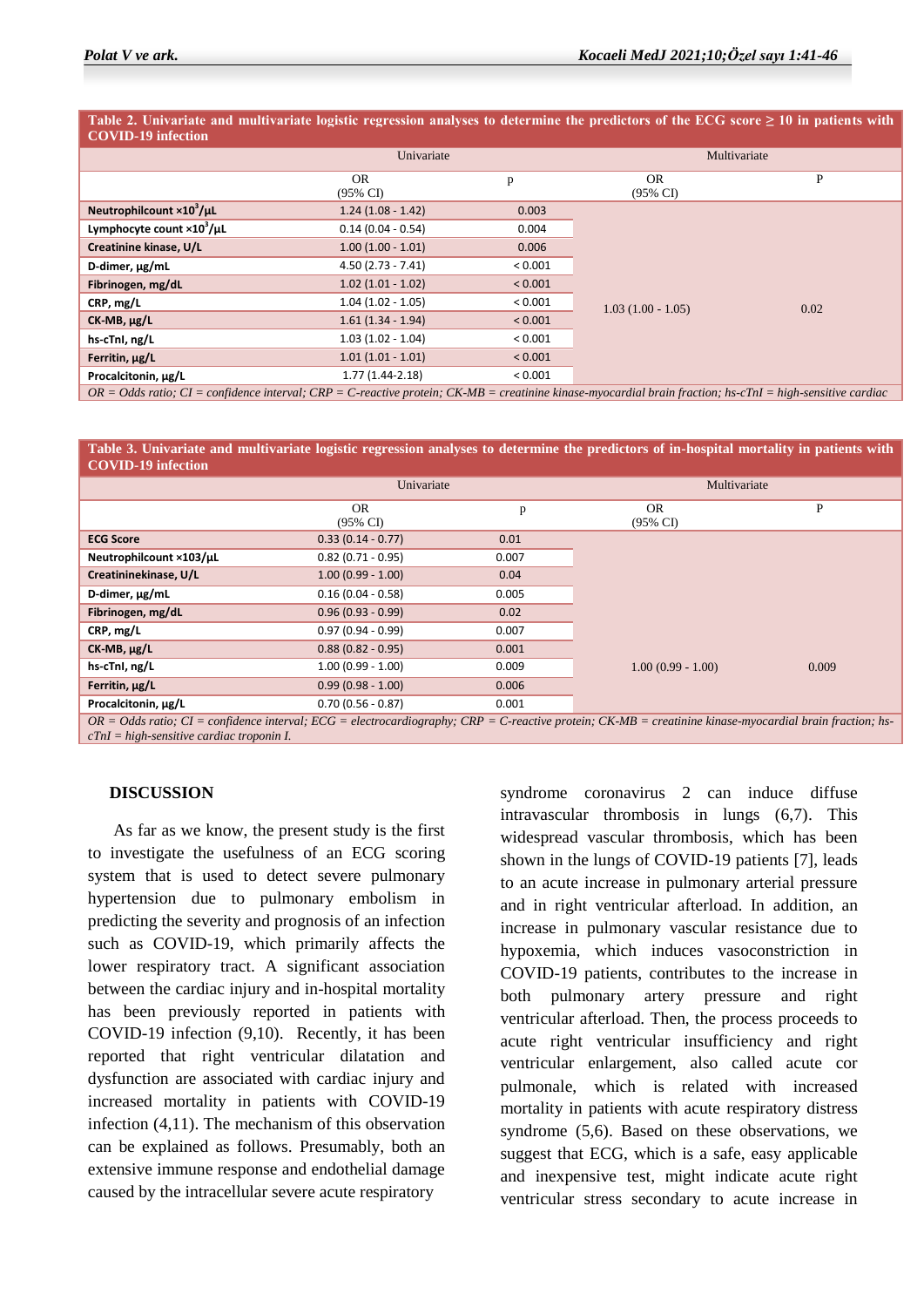**Table 2. Univariate and multivariate logistic regression analyses to determine the predictors of the ECG score ≥ 10 in patients with COVID-19 infection**

| | Univariate | | Multivariate | |
|---|---|---|---|---|
| | OR (95% CI) | p | OR (95% CI) | P |
| **Neutrophilcount ×10$^3$/μL** | 1.24 (1.08 - 1.42) | 0.003 | | |
| **Lymphocyte count ×10$^3$/μL** | 0.14 (0.04 - 0.54) | 0.004 | | |
| **Creatinine kinase, U/L** | 1.00 (1.00 - 1.01) | 0.006 | | |
| **D-dimer, μg/mL** | 4.50 (2.73 - 7.41) | < 0.001 | | |
| **Fibrinogen, mg/dL** | 1.02 (1.01 - 1.02) | < 0.001 | | |
| **CRP, mg/L** | 1.04 (1.02 - 1.05) | < 0.001 | 1.03 (1.00 - 1.05) | 0.02 |
| **CK-MB, μg/L** | 1.61 (1.34 - 1.94) | < 0.001 | | |
| **hs-cTnI, ng/L** | 1.03 (1.02 - 1.04) | < 0.001 | | |
| **Ferritin, μg/L** | 1.01 (1.01 - 1.01) | < 0.001 | | |
| **Procalcitonin, μg/L** | 1.77 (1.44-2.18) | < 0.001 | | |

*OR = Odds ratio; CI = confidence interval; CRP = C-reactive protein; CK-MB = creatinine kinase-myocardial brain fraction; hs-cTnI = high-sensitive cardiac*

**Table 3. Univariate and multivariate logistic regression analyses to determine the predictors of in-hospital mortality in patients with COVID-19 infection**

| | Univariate | | Multivariate | |
|---|---|---|---|---|
| | OR (95% CI) | p | OR (95% CI) | P |
| **ECG Score** | 0.33 (0.14 - 0.77) | 0.01 | | |
| **Neutrophilcount ×103/μL** | 0.82 (0.71 - 0.95) | 0.007 | | |
| **Creatininekinase, U/L** | 1.00 (0.99 - 1.00) | 0.04 | | |
| **D-dimer, μg/mL** | 0.16 (0.04 - 0.58) | 0.005 | | |
| **Fibrinogen, mg/dL** | 0.96 (0.93 - 0.99) | 0.02 | | |
| **CRP, mg/L** | 0.97 (0.94 - 0.99) | 0.007 | | |
| **CK-MB, μg/L** | 0.88 (0.82 - 0.95) | 0.001 | | |
| **hs-cTnI, ng/L** | 1.00 (0.99 - 1.00) | 0.009 | 1.00 (0.99 - 1.00) | 0.009 |
| **Ferritin, μg/L** | 0.99 (0.98 - 1.00) | 0.006 | | |
| **Procalcitonin, μg/L** | 0.70 (0.56 - 0.87) | 0.001 | | |

*OR = Odds ratio; CI = confidence interval; ECG = electrocardiography; CRP = C-reactive protein; CK-MB = creatinine kinase-myocardial brain fraction; hs-cTnI = high-sensitive cardiac troponin I.*

## DISCUSSION

As far as we know, the present study is the first to investigate the usefulness of an ECG scoring system that is used to detect severe pulmonary hypertension due to pulmonary embolism in predicting the severity and prognosis of an infection such as COVID-19, which primarily affects the lower respiratory tract. A significant association between the cardiac injury and in-hospital mortality has been previously reported in patients with COVID-19 infection (9,10). Recently, it has been reported that right ventricular dilatation and dysfunction are associated with cardiac injury and increased mortality in patients with COVID-19 infection (4,11). The mechanism of this observation can be explained as follows. Presumably, both an extensive immune response and endothelial damage caused by the intracellular severe acute respiratory syndrome coronavirus 2 can induce diffuse intravascular thrombosis in lungs (6,7). This widespread vascular thrombosis, which has been shown in the lungs of COVID-19 patients [7], leads to an acute increase in pulmonary arterial pressure and in right ventricular afterload. In addition, an increase in pulmonary vascular resistance due to hypoxemia, which induces vasoconstriction in COVID-19 patients, contributes to the increase in both pulmonary artery pressure and right ventricular afterload. Then, the process proceeds to acute right ventricular insufficiency and right ventricular enlargement, also called acute cor pulmonale, which is related with increased mortality in patients with acute respiratory distress syndrome (5,6). Based on these observations, we suggest that ECG, which is a safe, easy applicable and inexpensive test, might indicate acute right ventricular stress secondary to acute increase in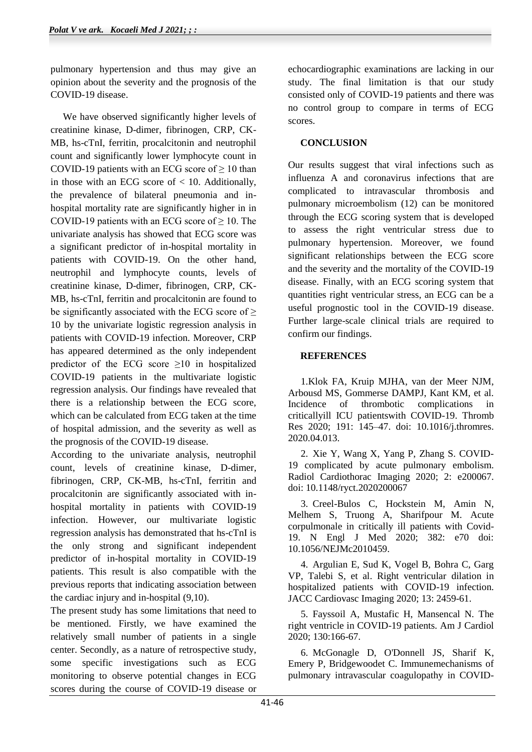pulmonary hypertension and thus may give an opinion about the severity and the prognosis of the COVID-19 disease.

We have observed significantly higher levels of creatinine kinase, D-dimer, fibrinogen, CRP, CK-MB, hs-cTnI, ferritin, procalcitonin and neutrophil count and significantly lower lymphocyte count in COVID-19 patients with an ECG score of ≥ 10 than in those with an ECG score of < 10. Additionally, the prevalence of bilateral pneumonia and in-hospital mortality rate are significantly higher in in COVID-19 patients with an ECG score of ≥ 10. The univariate analysis has showed that ECG score was a significant predictor of in-hospital mortality in patients with COVID-19. On the other hand, neutrophil and lymphocyte counts, levels of creatinine kinase, D-dimer, fibrinogen, CRP, CK-MB, hs-cTnI, ferritin and procalcitonin are found to be significantly associated with the ECG score of ≥ 10 by the univariate logistic regression analysis in patients with COVID-19 infection. Moreover, CRP has appeared determined as the only independent predictor of the ECG score ≥10 in hospitalized COVID-19 patients in the multivariate logistic regression analysis. Our findings have revealed that there is a relationship between the ECG score, which can be calculated from ECG taken at the time of hospital admission, and the severity as well as the prognosis of the COVID-19 disease.

According to the univariate analysis, neutrophil count, levels of creatinine kinase, D-dimer, fibrinogen, CRP, CK-MB, hs-cTnI, ferritin and procalcitonin are significantly associated with in-hospital mortality in patients with COVID-19 infection. However, our multivariate logistic regression analysis has demonstrated that hs-cTnI is the only strong and significant independent predictor of in-hospital mortality in COVID-19 patients. This result is also compatible with the previous reports that indicating association between the cardiac injury and in-hospital (9,10).

The present study has some limitations that need to be mentioned. Firstly, we have examined the relatively small number of patients in a single center. Secondly, as a nature of retrospective study, some specific investigations such as ECG monitoring to observe potential changes in ECG scores during the course of COVID-19 disease or echocardiographic examinations are lacking in our study. The final limitation is that our study consisted only of COVID-19 patients and there was no control group to compare in terms of ECG scores.

## CONCLUSION

Our results suggest that viral infections such as influenza A and coronavirus infections that are complicated to intravascular thrombosis and pulmonary microembolism (12) can be monitored through the ECG scoring system that is developed to assess the right ventricular stress due to pulmonary hypertension. Moreover, we found significant relationships between the ECG score and the severity and the mortality of the COVID-19 disease. Finally, with an ECG scoring system that quantities right ventricular stress, an ECG can be a useful prognostic tool in the COVID-19 disease. Further large-scale clinical trials are required to confirm our findings.

## REFERENCES

1.Klok FA, Kruip MJHA, van der Meer NJM, Arbousd MS, Gommerse DAMPJ, Kant KM, et al. Incidence of thrombotic complications in criticallyill ICU patientswith COVID-19. Thromb Res 2020; 191: 145–47. doi: 10.1016/j.thromres. 2020.04.013.

2. Xie Y, Wang X, Yang P, Zhang S. COVID-19 complicated by acute pulmonary embolism. Radiol Cardiothorac Imaging 2020; 2: e200067. doi: 10.1148/ryct.2020200067

3. Creel-Bulos C, Hockstein M, Amin N, Melhem S, Truong A, Sharifpour M. Acute corpulmonale in critically ill patients with Covid-19. N Engl J Med 2020; 382: e70 doi: 10.1056/NEJMc2010459.

4. Argulian E, Sud K, Vogel B, Bohra C, Garg VP, Talebi S, et al. Right ventricular dilation in hospitalized patients with COVID-19 infection. JACC Cardiovasc Imaging 2020; 13: 2459-61.

5. Fayssoil A, Mustafic H, Mansencal N. The right ventricle in COVID-19 patients. Am J Cardiol 2020; 130:166-67.

6. McGonagle D, O'Donnell JS, Sharif K, Emery P, Bridgewoodet C. Immunemechanisms of pulmonary intravascular coagulopathy in COVID-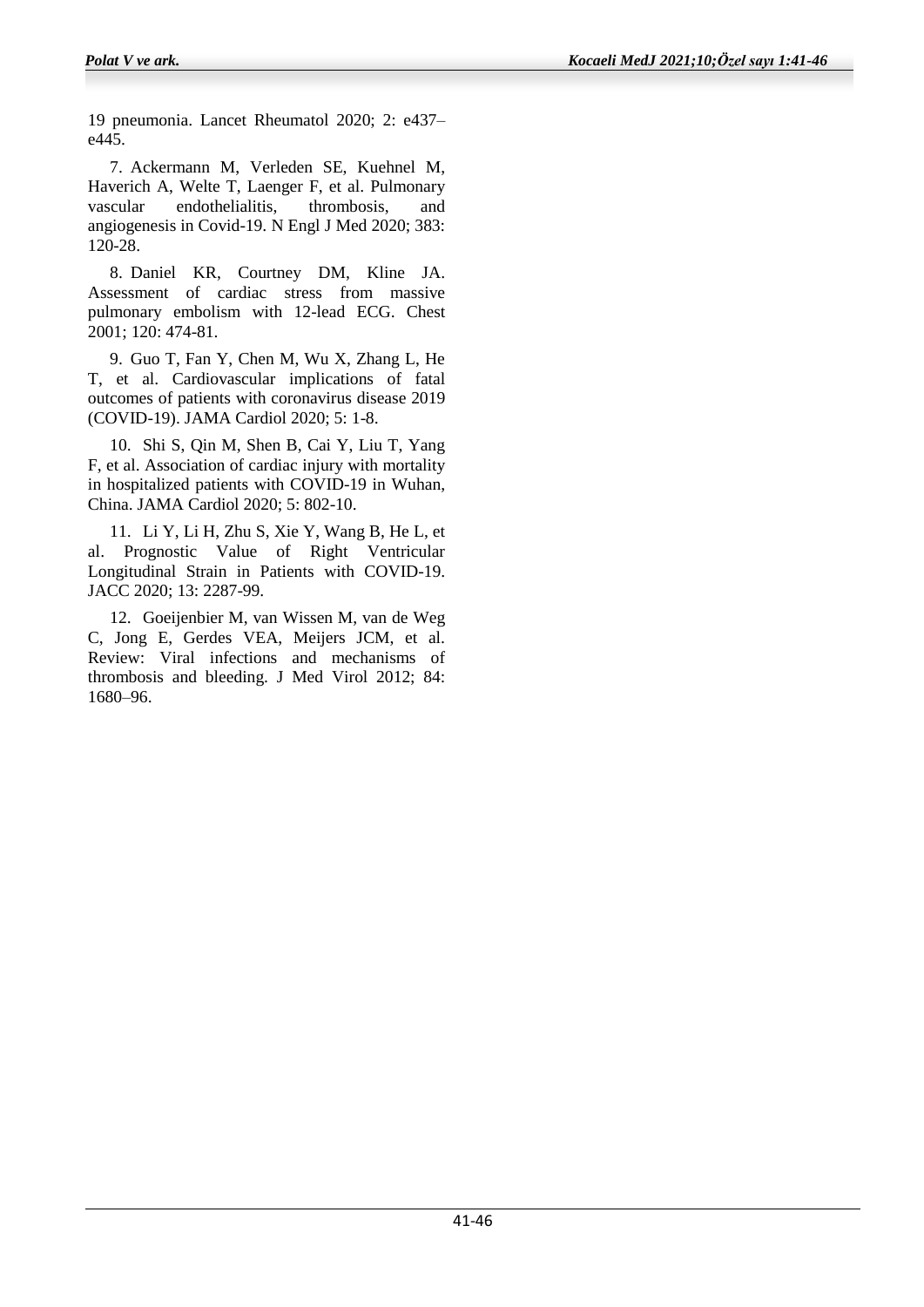19 pneumonia. Lancet Rheumatol 2020; 2: e437–e445.

7. Ackermann M, Verleden SE, Kuehnel M, Haverich A, Welte T, Laenger F, et al. Pulmonary vascular endothelialitis, thrombosis, and angiogenesis in Covid-19. N Engl J Med 2020; 383: 120-28.

8. Daniel KR, Courtney DM, Kline JA. Assessment of cardiac stress from massive pulmonary embolism with 12-lead ECG. Chest 2001; 120: 474-81.

9. Guo T, Fan Y, Chen M, Wu X, Zhang L, He T, et al. Cardiovascular implications of fatal outcomes of patients with coronavirus disease 2019 (COVID-19). JAMA Cardiol 2020; 5: 1-8.

10. Shi S, Qin M, Shen B, Cai Y, Liu T, Yang F, et al. Association of cardiac injury with mortality in hospitalized patients with COVID-19 in Wuhan, China. JAMA Cardiol 2020; 5: 802-10.

11. Li Y, Li H, Zhu S, Xie Y, Wang B, He L, et al. Prognostic Value of Right Ventricular Longitudinal Strain in Patients with COVID-19. JACC 2020; 13: 2287-99.

12. Goeijenbier M, van Wissen M, van de Weg C, Jong E, Gerdes VEA, Meijers JCM, et al. Review: Viral infections and mechanisms of thrombosis and bleeding. J Med Virol 2012; 84: 1680–96.